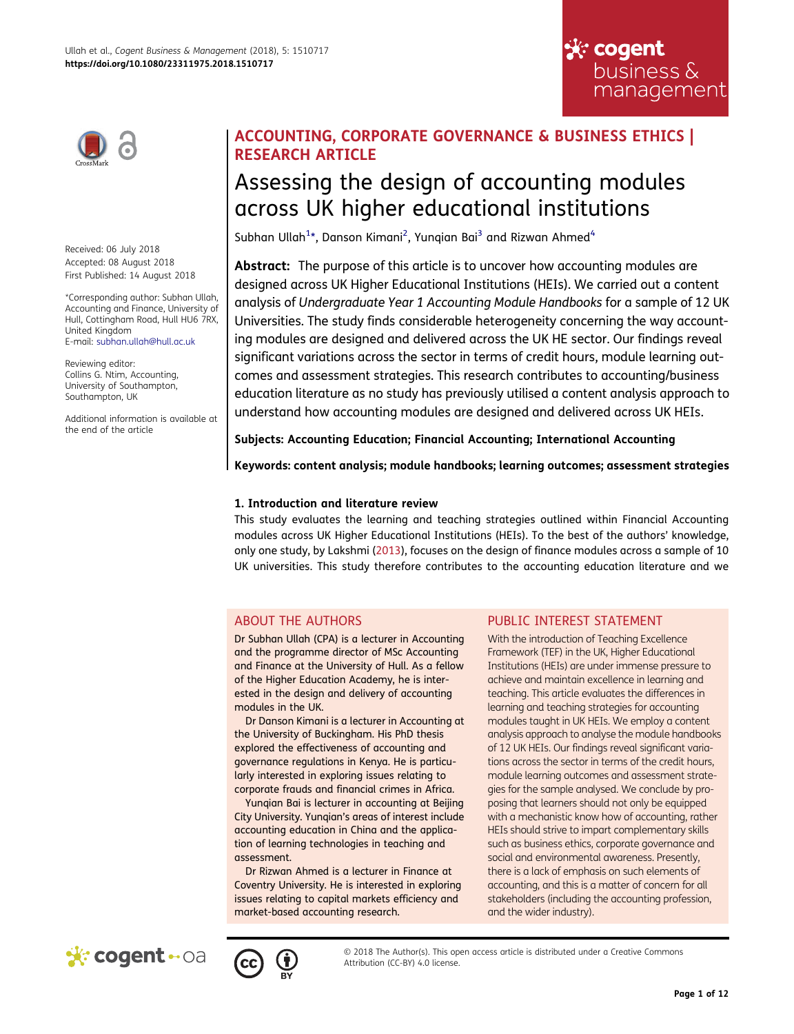ACCOUNTING, CORPORATE GOVERNANCE & BUSINESS ETHICS | RESEARCH ARTICLE

# Assessing the design of accounting modules across UK higher educational institutions

Subhan Ullah[1]*, Danson Kimani[2], Yunqian Bai[3] and Rizwan Ahmed[4]

Received: 06 July 2018
Accepted: 08 August 2018
First Published: 14 August 2018

*Corresponding author: Subhan Ullah, Accounting and Finance, University of Hull, Cottingham Road, Hull HU6 7RX, United Kingdom
E-mail: subhan.ullah@hull.ac.uk

Reviewing editor: Collins G. Ntim, Accounting, University of Southampton, Southampton, UK

Additional information is available at the end of the article

**Abstract:** The purpose of this article is to uncover how accounting modules are designed across UK Higher Educational Institutions (HEIs). We carried out a content analysis of *Undergraduate Year 1 Accounting Module Handbooks* for a sample of 12 UK Universities. The study finds considerable heterogeneity concerning the way accounting modules are designed and delivered across the UK HE sector. Our findings reveal significant variations across the sector in terms of credit hours, module learning outcomes and assessment strategies. This research contributes to accounting/business education literature as no study has previously utilised a content analysis approach to understand how accounting modules are designed and delivered across UK HEIs.

**Subjects: Accounting Education; Financial Accounting; International Accounting**

**Keywords: content analysis; module handbooks; learning outcomes; assessment strategies**

## 1. Introduction and literature review

This study evaluates the learning and teaching strategies outlined within Financial Accounting modules across UK Higher Educational Institutions (HEIs). To the best of the authors' knowledge, only one study, by Lakshmi (2013), focuses on the design of finance modules across a sample of 10 UK universities. This study therefore contributes to the accounting education literature and we

## ABOUT THE AUTHORS

Dr Subhan Ullah (CPA) is a lecturer in Accounting and the programme director of MSc Accounting and Finance at the University of Hull. As a fellow of the Higher Education Academy, he is interested in the design and delivery of accounting modules in the UK.

Dr Danson Kimani is a lecturer in Accounting at the University of Buckingham. His PhD thesis explored the effectiveness of accounting and governance regulations in Kenya. He is particularly interested in exploring issues relating to corporate frauds and financial crimes in Africa.

Yunqian Bai is lecturer in accounting at Beijing City University. Yunqian's areas of interest include accounting education in China and the application of learning technologies in teaching and assessment.

Dr Rizwan Ahmed is a lecturer in Finance at Coventry University. He is interested in exploring issues relating to capital markets efficiency and market-based accounting research.

## PUBLIC INTEREST STATEMENT

With the introduction of Teaching Excellence Framework (TEF) in the UK, Higher Educational Institutions (HEIs) are under immense pressure to achieve and maintain excellence in learning and teaching. This article evaluates the differences in learning and teaching strategies for accounting modules taught in UK HEIs. We employ a content analysis approach to analyse the module handbooks of 12 UK HEIs. Our findings reveal significant variations across the sector in terms of the credit hours, module learning outcomes and assessment strategies for the sample analysed. We conclude by proposing that learners should not only be equipped with a mechanistic know how of accounting, rather HEIs should strive to impart complementary skills such as business ethics, corporate governance and social and environmental awareness. Presently, there is a lack of emphasis on such elements of accounting, and this is a matter of concern for all stakeholders (including the accounting profession, and the wider industry).

© 2018 The Author(s). This open access article is distributed under a Creative Commons Attribution (CC-BY) 4.0 license.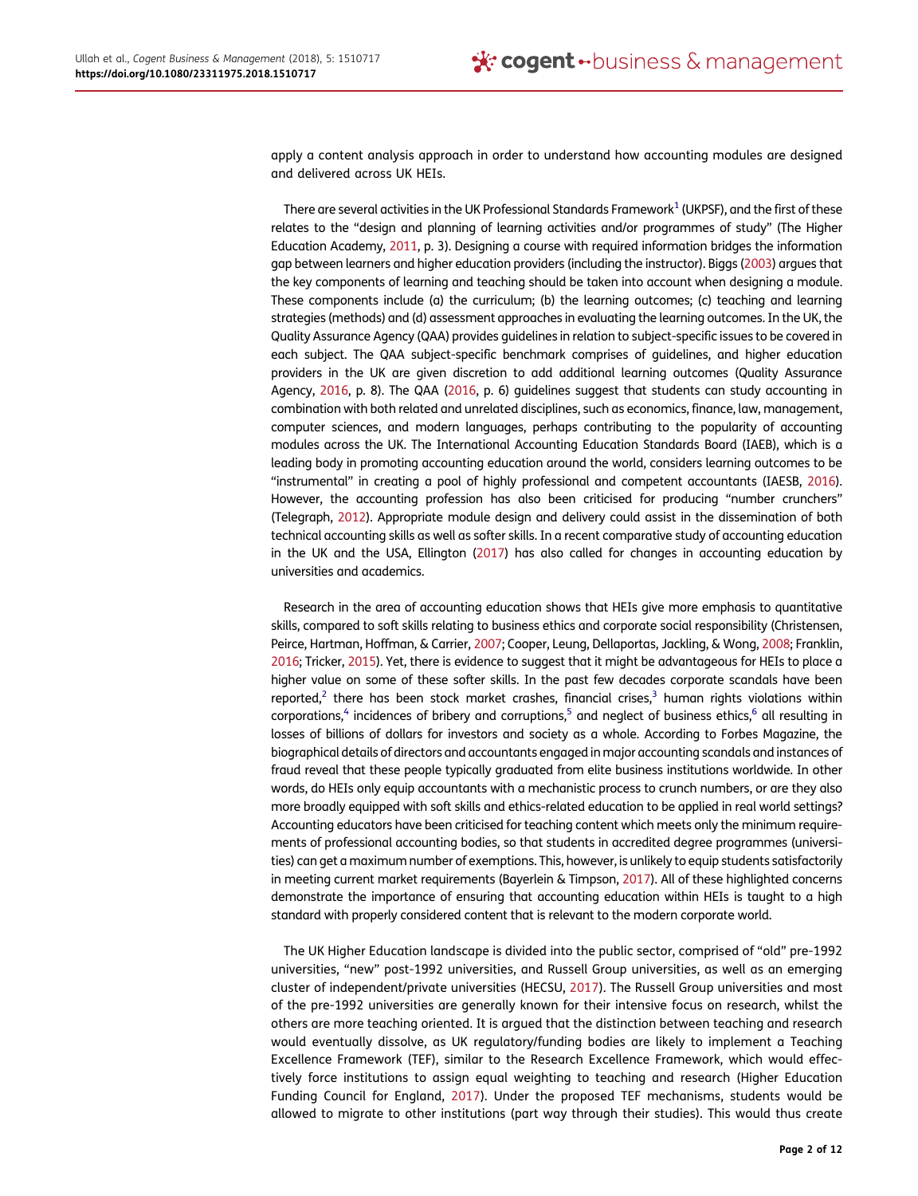apply a content analysis approach in order to understand how accounting modules are designed and delivered across UK HEIs.

There are several activities in the UK Professional Standards Framework[1] (UKPSF), and the first of these relates to the "design and planning of learning activities and/or programmes of study" (The Higher Education Academy, 2011, p. 3). Designing a course with required information bridges the information gap between learners and higher education providers (including the instructor). Biggs (2003) argues that the key components of learning and teaching should be taken into account when designing a module. These components include (a) the curriculum; (b) the learning outcomes; (c) teaching and learning strategies (methods) and (d) assessment approaches in evaluating the learning outcomes. In the UK, the Quality Assurance Agency (QAA) provides guidelines in relation to subject-specific issues to be covered in each subject. The QAA subject-specific benchmark comprises of guidelines, and higher education providers in the UK are given discretion to add additional learning outcomes (Quality Assurance Agency, 2016, p. 8). The QAA (2016, p. 6) guidelines suggest that students can study accounting in combination with both related and unrelated disciplines, such as economics, finance, law, management, computer sciences, and modern languages, perhaps contributing to the popularity of accounting modules across the UK. The International Accounting Education Standards Board (IAEB), which is a leading body in promoting accounting education around the world, considers learning outcomes to be "instrumental" in creating a pool of highly professional and competent accountants (IAESB, 2016). However, the accounting profession has also been criticised for producing "number crunchers" (Telegraph, 2012). Appropriate module design and delivery could assist in the dissemination of both technical accounting skills as well as softer skills. In a recent comparative study of accounting education in the UK and the USA, Ellington (2017) has also called for changes in accounting education by universities and academics.

Research in the area of accounting education shows that HEIs give more emphasis to quantitative skills, compared to soft skills relating to business ethics and corporate social responsibility (Christensen, Peirce, Hartman, Hoffman, & Carrier, 2007; Cooper, Leung, Dellaportas, Jackling, & Wong, 2008; Franklin, 2016; Tricker, 2015). Yet, there is evidence to suggest that it might be advantageous for HEIs to place a higher value on some of these softer skills. In the past few decades corporate scandals have been reported,[2] there has been stock market crashes, financial crises,[3] human rights violations within corporations,[4] incidences of bribery and corruptions,[5] and neglect of business ethics,[6] all resulting in losses of billions of dollars for investors and society as a whole. According to Forbes Magazine, the biographical details of directors and accountants engaged in major accounting scandals and instances of fraud reveal that these people typically graduated from elite business institutions worldwide. In other words, do HEIs only equip accountants with a mechanistic process to crunch numbers, or are they also more broadly equipped with soft skills and ethics-related education to be applied in real world settings? Accounting educators have been criticised for teaching content which meets only the minimum requirements of professional accounting bodies, so that students in accredited degree programmes (universities) can get a maximum number of exemptions. This, however, is unlikely to equip students satisfactorily in meeting current market requirements (Bayerlein & Timpson, 2017). All of these highlighted concerns demonstrate the importance of ensuring that accounting education within HEIs is taught to a high standard with properly considered content that is relevant to the modern corporate world.

The UK Higher Education landscape is divided into the public sector, comprised of "old" pre-1992 universities, "new" post-1992 universities, and Russell Group universities, as well as an emerging cluster of independent/private universities (HECSU, 2017). The Russell Group universities and most of the pre-1992 universities are generally known for their intensive focus on research, whilst the others are more teaching oriented. It is argued that the distinction between teaching and research would eventually dissolve, as UK regulatory/funding bodies are likely to implement a Teaching Excellence Framework (TEF), similar to the Research Excellence Framework, which would effectively force institutions to assign equal weighting to teaching and research (Higher Education Funding Council for England, 2017). Under the proposed TEF mechanisms, students would be allowed to migrate to other institutions (part way through their studies). This would thus create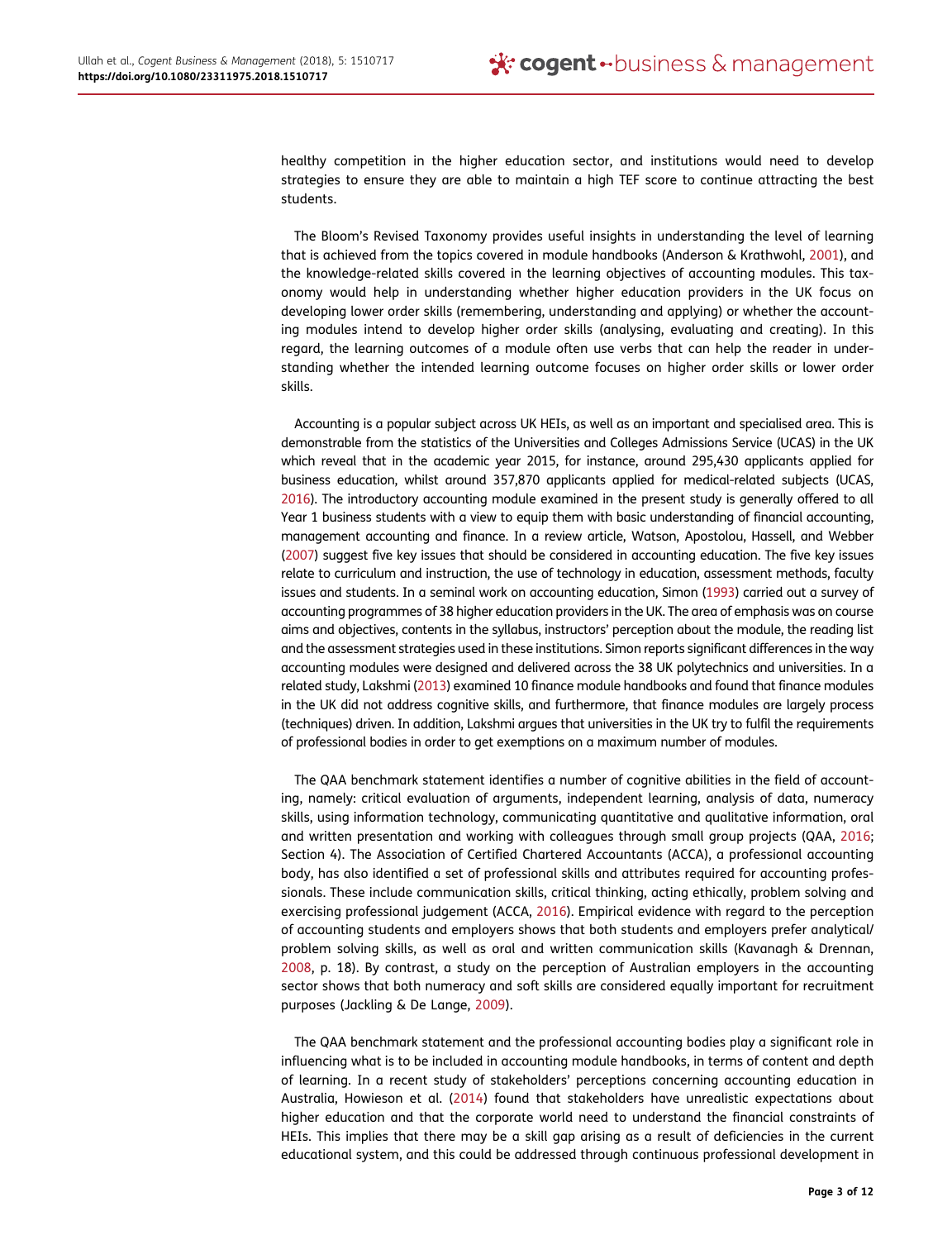healthy competition in the higher education sector, and institutions would need to develop strategies to ensure they are able to maintain a high TEF score to continue attracting the best students.

The Bloom's Revised Taxonomy provides useful insights in understanding the level of learning that is achieved from the topics covered in module handbooks (Anderson & Krathwohl, 2001), and the knowledge-related skills covered in the learning objectives of accounting modules. This taxonomy would help in understanding whether higher education providers in the UK focus on developing lower order skills (remembering, understanding and applying) or whether the accounting modules intend to develop higher order skills (analysing, evaluating and creating). In this regard, the learning outcomes of a module often use verbs that can help the reader in understanding whether the intended learning outcome focuses on higher order skills or lower order skills.

Accounting is a popular subject across UK HEIs, as well as an important and specialised area. This is demonstrable from the statistics of the Universities and Colleges Admissions Service (UCAS) in the UK which reveal that in the academic year 2015, for instance, around 295,430 applicants applied for business education, whilst around 357,870 applicants applied for medical-related subjects (UCAS, 2016). The introductory accounting module examined in the present study is generally offered to all Year 1 business students with a view to equip them with basic understanding of financial accounting, management accounting and finance. In a review article, Watson, Apostolou, Hassell, and Webber (2007) suggest five key issues that should be considered in accounting education. The five key issues relate to curriculum and instruction, the use of technology in education, assessment methods, faculty issues and students. In a seminal work on accounting education, Simon (1993) carried out a survey of accounting programmes of 38 higher education providers in the UK. The area of emphasis was on course aims and objectives, contents in the syllabus, instructors' perception about the module, the reading list and the assessment strategies used in these institutions. Simon reports significant differences in the way accounting modules were designed and delivered across the 38 UK polytechnics and universities. In a related study, Lakshmi (2013) examined 10 finance module handbooks and found that finance modules in the UK did not address cognitive skills, and furthermore, that finance modules are largely process (techniques) driven. In addition, Lakshmi argues that universities in the UK try to fulfil the requirements of professional bodies in order to get exemptions on a maximum number of modules.

The QAA benchmark statement identifies a number of cognitive abilities in the field of accounting, namely: critical evaluation of arguments, independent learning, analysis of data, numeracy skills, using information technology, communicating quantitative and qualitative information, oral and written presentation and working with colleagues through small group projects (QAA, 2016; Section 4). The Association of Certified Chartered Accountants (ACCA), a professional accounting body, has also identified a set of professional skills and attributes required for accounting professionals. These include communication skills, critical thinking, acting ethically, problem solving and exercising professional judgement (ACCA, 2016). Empirical evidence with regard to the perception of accounting students and employers shows that both students and employers prefer analytical/problem solving skills, as well as oral and written communication skills (Kavanagh & Drennan, 2008, p. 18). By contrast, a study on the perception of Australian employers in the accounting sector shows that both numeracy and soft skills are considered equally important for recruitment purposes (Jackling & De Lange, 2009).

The QAA benchmark statement and the professional accounting bodies play a significant role in influencing what is to be included in accounting module handbooks, in terms of content and depth of learning. In a recent study of stakeholders' perceptions concerning accounting education in Australia, Howieson et al. (2014) found that stakeholders have unrealistic expectations about higher education and that the corporate world need to understand the financial constraints of HEIs. This implies that there may be a skill gap arising as a result of deficiencies in the current educational system, and this could be addressed through continuous professional development in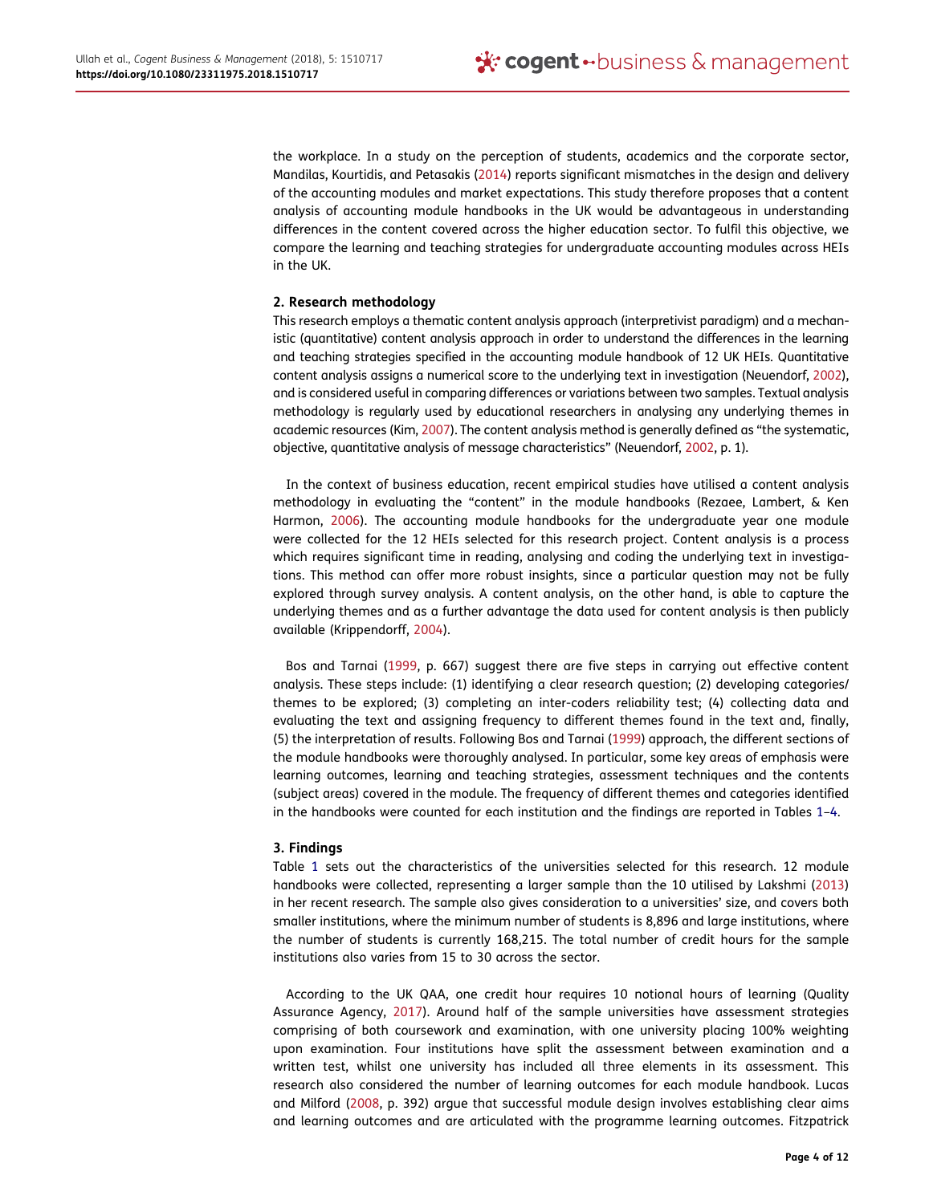the workplace. In a study on the perception of students, academics and the corporate sector, Mandilas, Kourtidis, and Petasakis (2014) reports significant mismatches in the design and delivery of the accounting modules and market expectations. This study therefore proposes that a content analysis of accounting module handbooks in the UK would be advantageous in understanding differences in the content covered across the higher education sector. To fulfil this objective, we compare the learning and teaching strategies for undergraduate accounting modules across HEIs in the UK.

## 2. Research methodology

This research employs a thematic content analysis approach (interpretivist paradigm) and a mechanistic (quantitative) content analysis approach in order to understand the differences in the learning and teaching strategies specified in the accounting module handbook of 12 UK HEIs. Quantitative content analysis assigns a numerical score to the underlying text in investigation (Neuendorf, 2002), and is considered useful in comparing differences or variations between two samples. Textual analysis methodology is regularly used by educational researchers in analysing any underlying themes in academic resources (Kim, 2007). The content analysis method is generally defined as "the systematic, objective, quantitative analysis of message characteristics" (Neuendorf, 2002, p. 1).

In the context of business education, recent empirical studies have utilised a content analysis methodology in evaluating the "content" in the module handbooks (Rezaee, Lambert, & Ken Harmon, 2006). The accounting module handbooks for the undergraduate year one module were collected for the 12 HEIs selected for this research project. Content analysis is a process which requires significant time in reading, analysing and coding the underlying text in investigations. This method can offer more robust insights, since a particular question may not be fully explored through survey analysis. A content analysis, on the other hand, is able to capture the underlying themes and as a further advantage the data used for content analysis is then publicly available (Krippendorff, 2004).

Bos and Tarnai (1999, p. 667) suggest there are five steps in carrying out effective content analysis. These steps include: (1) identifying a clear research question; (2) developing categories/themes to be explored; (3) completing an inter-coders reliability test; (4) collecting data and evaluating the text and assigning frequency to different themes found in the text and, finally, (5) the interpretation of results. Following Bos and Tarnai (1999) approach, the different sections of the module handbooks were thoroughly analysed. In particular, some key areas of emphasis were learning outcomes, learning and teaching strategies, assessment techniques and the contents (subject areas) covered in the module. The frequency of different themes and categories identified in the handbooks were counted for each institution and the findings are reported in Tables 1–4.

## 3. Findings

Table 1 sets out the characteristics of the universities selected for this research. 12 module handbooks were collected, representing a larger sample than the 10 utilised by Lakshmi (2013) in her recent research. The sample also gives consideration to a universities' size, and covers both smaller institutions, where the minimum number of students is 8,896 and large institutions, where the number of students is currently 168,215. The total number of credit hours for the sample institutions also varies from 15 to 30 across the sector.

According to the UK QAA, one credit hour requires 10 notional hours of learning (Quality Assurance Agency, 2017). Around half of the sample universities have assessment strategies comprising of both coursework and examination, with one university placing 100% weighting upon examination. Four institutions have split the assessment between examination and a written test, whilst one university has included all three elements in its assessment. This research also considered the number of learning outcomes for each module handbook. Lucas and Milford (2008, p. 392) argue that successful module design involves establishing clear aims and learning outcomes and are articulated with the programme learning outcomes. Fitzpatrick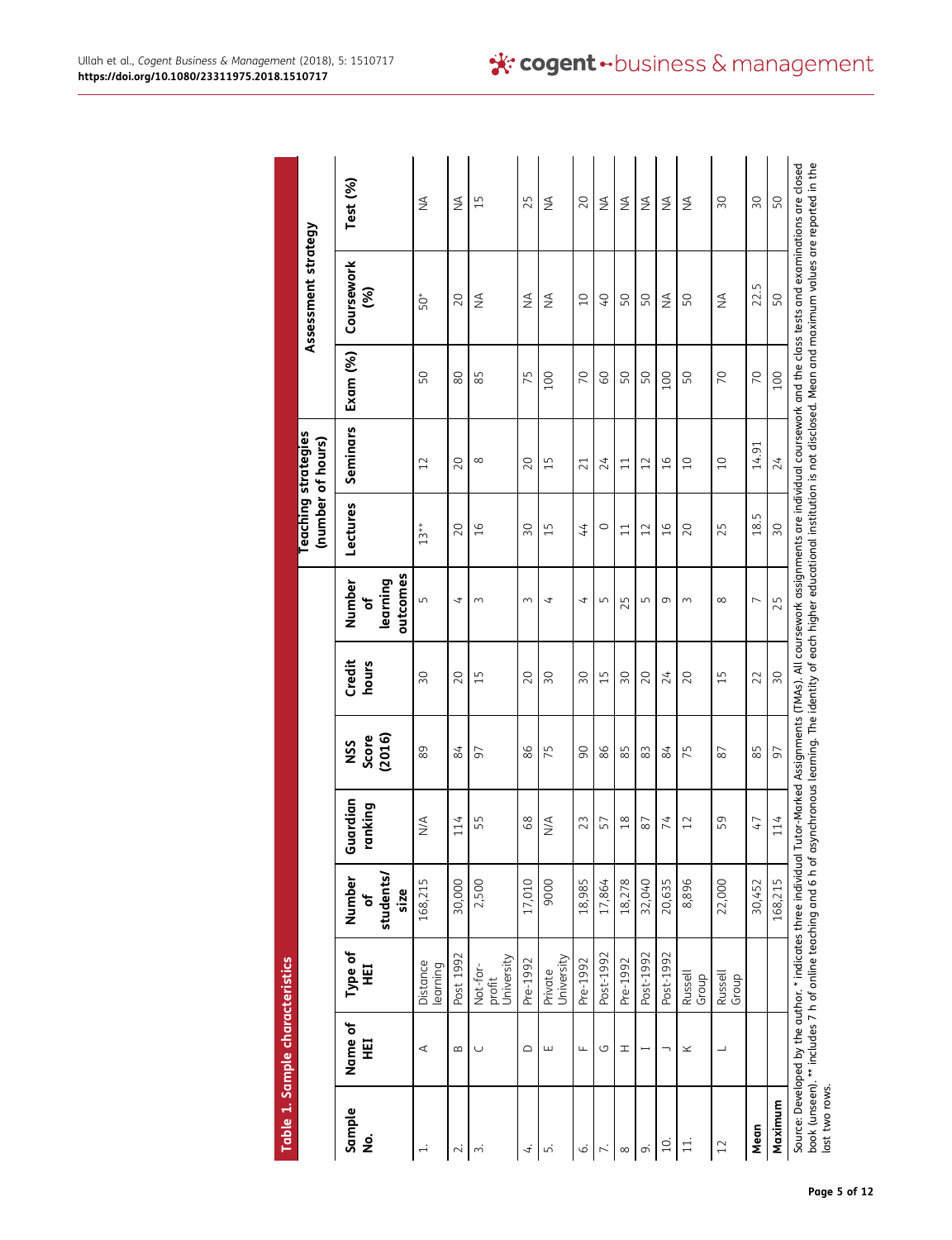**Table 1. Sample characteristics**

| Sample No. | Name of HEI | Type of HEI | Number of students/size | Guardian ranking | NSS Score (2016) | Credit hours | Number of learning outcomes | Teaching strategies (number of hours) | | Assessment strategy | | |
|---|---|---|---|---|---|---|---|---|---|---|---|---|
| | | | | | | | | Lectures | Seminars | Exam (%) | Coursework (%) | Test (%) |
| 1. | A | Distance learning | 168,215 | N/A | 89 | 30 | 5 | 13** | 12 | 50 | 50* | NA |
| 2. | B | Post 1992 | 30,000 | 114 | 84 | 20 | 4 | 20 | 20 | 80 | 20 | NA |
| 3. | C | Not-for-profit University | 2,500 | 55 | 97 | 15 | 3 | 16 | 8 | 85 | NA | 15 |
| 4. | D | Pre-1992 | 17,010 | 68 | 86 | 20 | 3 | 30 | 20 | 75 | NA | 25 |
| 5. | E | Private University | 9000 | N/A | 75 | 30 | 4 | 15 | 15 | 100 | NA | NA |
| 6. | F | Pre-1992 | 18,985 | 23 | 90 | 30 | 4 | 44 | 21 | 70 | 10 | 20 |
| 7. | G | Post-1992 | 17,864 | 57 | 86 | 15 | 5 | 0 | 24 | 60 | 40 | NA |
| 8 | H | Pre-1992 | 18,278 | 18 | 85 | 30 | 25 | 11 | 11 | 50 | 50 | NA |
| 9. | I | Post-1992 | 32,040 | 87 | 83 | 20 | 5 | 12 | 12 | 50 | 50 | NA |
| 10. | J | Post-1992 | 20,635 | 74 | 84 | 24 | 9 | 16 | 16 | 100 | NA | NA |
| 11. | K | Russell Group | 8,896 | 12 | 75 | 20 | 3 | 20 | 10 | 50 | 50 | NA |
| 12 | L | Russell Group | 22,000 | 59 | 87 | 15 | 8 | 25 | 10 | 70 | NA | 30 |
| Mean | | | 30,452 | 47 | 85 | 22 | 7 | 18.5 | 14.91 | 70 | 22.5 | 30 |
| Maximum | | | 168,215 | 114 | 97 | 30 | 25 | 30 | 24 | 100 | 50 | 50 |

Source: Developed by the author. * indicates three individual Tutor-Marked Assignments (TMAs). All coursework assignments are individual coursework and the class tests and examinations are closed book (unseen). ** includes 7 h of online teaching and 6 h of asynchronous learning. The identity of each higher educational institution is not disclosed. Mean and maximum values are reported in the last two rows.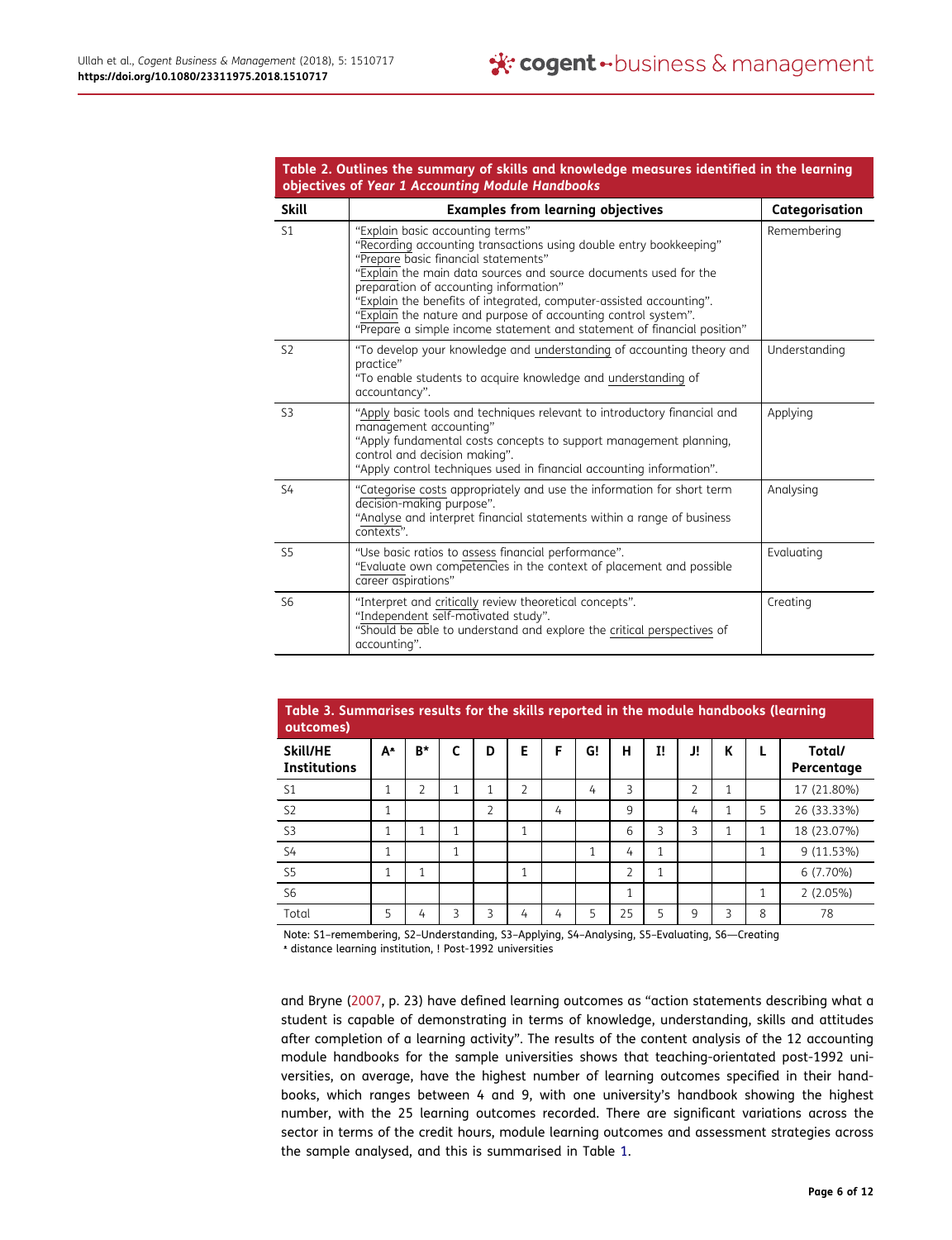**Table 2. Outlines the summary of skills and knowledge measures identified in the learning objectives of *Year 1 Accounting Module Handbooks***

| Skill | Examples from learning objectives | Categorisation |
|---|---|---|
| S1 | "Explain basic accounting terms"<br>"Recording accounting transactions using double entry bookkeeping"<br>"Prepare basic financial statements"<br>"Explain the main data sources and source documents used for the preparation of accounting information"<br>"Explain the benefits of integrated, computer-assisted accounting".<br>"Explain the nature and purpose of accounting control system".<br>"Prepare a simple income statement and statement of financial position" | Remembering |
| S2 | "To develop your knowledge and understanding of accounting theory and practice"<br>"To enable students to acquire knowledge and understanding of accountancy". | Understanding |
| S3 | "Apply basic tools and techniques relevant to introductory financial and management accounting"<br>"Apply fundamental costs concepts to support management planning, control and decision making".<br>"Apply control techniques used in financial accounting information". | Applying |
| S4 | "Categorise costs appropriately and use the information for short term decision-making purpose".<br>"Analyse and interpret financial statements within a range of business contexts". | Analysing |
| S5 | "Use basic ratios to assess financial performance".<br>"Evaluate own competencies in the context of placement and possible career aspirations" | Evaluating |
| S6 | "Interpret and critically review theoretical concepts".<br>"Independent self-motivated study".<br>"Should be able to understand and explore the critical perspectives of accounting". | Creating |

**Table 3. Summarises results for the skills reported in the module handbooks (learning outcomes)**

| Skill/HE Institutions | A* | B* | C | D | E | F | G! | H | I! | J! | K | L | Total/ Percentage |
|---|---|---|---|---|---|---|---|---|---|---|---|---|---|
| S1 | 1 | 2 | 1 | 1 | 2 | | 4 | 3 | | 2 | 1 | | 17 (21.80%) |
| S2 | 1 | | | 2 | | 4 | | 9 | | 4 | 1 | 5 | 26 (33.33%) |
| S3 | 1 | 1 | 1 | | 1 | | | 6 | 3 | 3 | 1 | 1 | 18 (23.07%) |
| S4 | 1 | | 1 | | | | 1 | 4 | 1 | | | 1 | 9 (11.53%) |
| S5 | 1 | 1 | | | 1 | | | 2 | 1 | | | | 6 (7.70%) |
| S6 | | | | | | | | 1 | | | | 1 | 2 (2.05%) |
| Total | 5 | 4 | 3 | 3 | 4 | 4 | 5 | 25 | 5 | 9 | 3 | 8 | 78 |

Note: S1–remembering, S2–Understanding, S3–Applying, S4–Analysing, S5–Evaluating, S6—Creating
* distance learning institution, ! Post-1992 universities

and Bryne (2007, p. 23) have defined learning outcomes as "action statements describing what a student is capable of demonstrating in terms of knowledge, understanding, skills and attitudes after completion of a learning activity". The results of the content analysis of the 12 accounting module handbooks for the sample universities shows that teaching-orientated post-1992 universities, on average, have the highest number of learning outcomes specified in their handbooks, which ranges between 4 and 9, with one university's handbook showing the highest number, with the 25 learning outcomes recorded. There are significant variations across the sector in terms of the credit hours, module learning outcomes and assessment strategies across the sample analysed, and this is summarised in Table 1.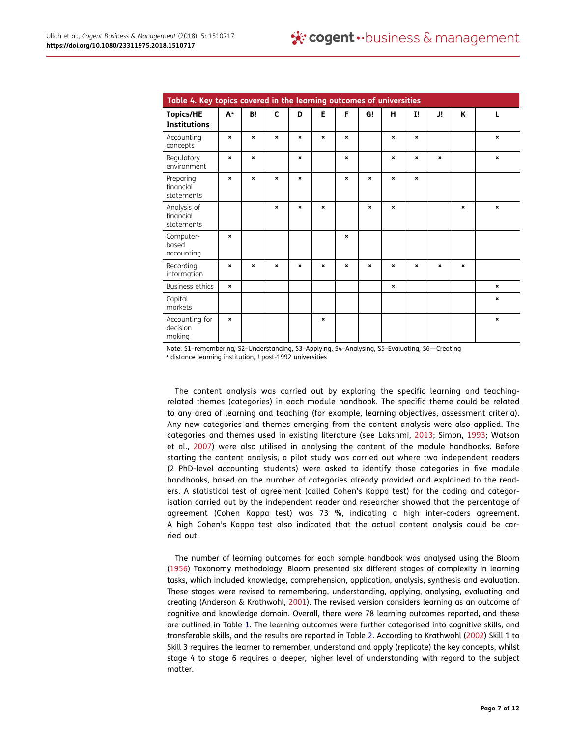**Table 4. Key topics covered in the learning outcomes of universities**

| Topics/HE Institutions | A* | B! | C | D | E | F | G! | H | I! | J! | K | L |
|---|---|---|---|---|---|---|---|---|---|---|---|---|
| Accounting concepts | × | × | × | × | × | × | | × | × | | | × |
| Regulatory environment | × | × | | × | | × | | × | × | × | | × |
| Preparing financial statements | × | × | × | × | | × | × | × | × | | | |
| Analysis of financial statements | | | × | × | × | | × | × | | | × | × |
| Computer-based accounting | × | | | | | × | | | | | | |
| Recording information | × | × | × | × | × | × | × | × | × | × | × | |
| Business ethics | × | | | | | | | × | | | | × |
| Capital markets | | | | | | | | | | | | × |
| Accounting for decision making | × | | | | × | | | | | | | × |

Note: S1–remembering, S2–Understanding, S3–Applying, S4–Analysing, S5–Evaluating, S6—Creating
* distance learning institution, ! post-1992 universities

The content analysis was carried out by exploring the specific learning and teaching-related themes (categories) in each module handbook. The specific theme could be related to any area of learning and teaching (for example, learning objectives, assessment criteria). Any new categories and themes emerging from the content analysis were also applied. The categories and themes used in existing literature (see Lakshmi, 2013; Simon, 1993; Watson et al., 2007) were also utilised in analysing the content of the module handbooks. Before starting the content analysis, a pilot study was carried out where two independent readers (2 PhD-level accounting students) were asked to identify those categories in five module handbooks, based on the number of categories already provided and explained to the readers. A statistical test of agreement (called Cohen's Kappa test) for the coding and categorisation carried out by the independent reader and researcher showed that the percentage of agreement (Cohen Kappa test) was 73 %, indicating a high inter-coders agreement. A high Cohen's Kappa test also indicated that the actual content analysis could be carried out.

The number of learning outcomes for each sample handbook was analysed using the Bloom (1956) Taxonomy methodology. Bloom presented six different stages of complexity in learning tasks, which included knowledge, comprehension, application, analysis, synthesis and evaluation. These stages were revised to remembering, understanding, applying, analysing, evaluating and creating (Anderson & Krathwohl, 2001). The revised version considers learning as an outcome of cognitive and knowledge domain. Overall, there were 78 learning outcomes reported, and these are outlined in Table 1. The learning outcomes were further categorised into cognitive skills, and transferable skills, and the results are reported in Table 2. According to Krathwohl (2002) Skill 1 to Skill 3 requires the learner to remember, understand and apply (replicate) the key concepts, whilst stage 4 to stage 6 requires a deeper, higher level of understanding with regard to the subject matter.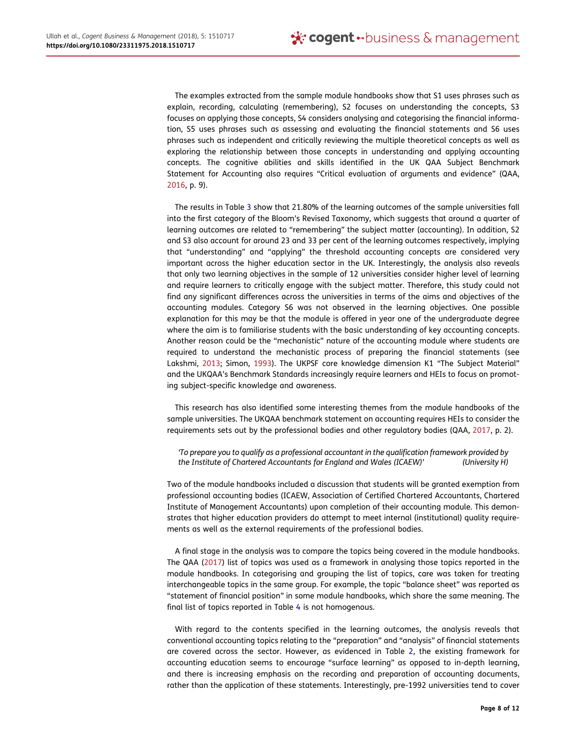The examples extracted from the sample module handbooks show that S1 uses phrases such as explain, recording, calculating (remembering), S2 focuses on understanding the concepts, S3 focuses on applying those concepts, S4 considers analysing and categorising the financial information, S5 uses phrases such as assessing and evaluating the financial statements and S6 uses phrases such as independent and critically reviewing the multiple theoretical concepts as well as exploring the relationship between those concepts in understanding and applying accounting concepts. The cognitive abilities and skills identified in the UK QAA Subject Benchmark Statement for Accounting also requires "Critical evaluation of arguments and evidence" (QAA, 2016, p. 9).

The results in Table 3 show that 21.80% of the learning outcomes of the sample universities fall into the first category of the Bloom's Revised Taxonomy, which suggests that around a quarter of learning outcomes are related to "remembering" the subject matter (accounting). In addition, S2 and S3 also account for around 23 and 33 per cent of the learning outcomes respectively, implying that "understanding" and "applying" the threshold accounting concepts are considered very important across the higher education sector in the UK. Interestingly, the analysis also reveals that only two learning objectives in the sample of 12 universities consider higher level of learning and require learners to critically engage with the subject matter. Therefore, this study could not find any significant differences across the universities in terms of the aims and objectives of the accounting modules. Category S6 was not observed in the learning objectives. One possible explanation for this may be that the module is offered in year one of the undergraduate degree where the aim is to familiarise students with the basic understanding of key accounting concepts. Another reason could be the "mechanistic" nature of the accounting module where students are required to understand the mechanistic process of preparing the financial statements (see Lakshmi, 2013; Simon, 1993). The UKPSF core knowledge dimension K1 "The Subject Material" and the UKQAA's Benchmark Standards increasingly require learners and HEIs to focus on promoting subject-specific knowledge and awareness.

This research has also identified some interesting themes from the module handbooks of the sample universities. The UKQAA benchmark statement on accounting requires HEIs to consider the requirements sets out by the professional bodies and other regulatory bodies (QAA, 2017, p. 2).

> *'To prepare you to qualify as a professional accountant in the qualification framework provided by the Institute of Chartered Accountants for England and Wales (ICAEW)'* *(University H)*

Two of the module handbooks included a discussion that students will be granted exemption from professional accounting bodies (ICAEW, Association of Certified Chartered Accountants, Chartered Institute of Management Accountants) upon completion of their accounting module. This demonstrates that higher education providers do attempt to meet internal (institutional) quality requirements as well as the external requirements of the professional bodies.

A final stage in the analysis was to compare the topics being covered in the module handbooks. The QAA (2017) list of topics was used as a framework in analysing those topics reported in the module handbooks. In categorising and grouping the list of topics, care was taken for treating interchangeable topics in the same group. For example, the topic "balance sheet" was reported as "statement of financial position" in some module handbooks, which share the same meaning. The final list of topics reported in Table 4 is not homogenous.

With regard to the contents specified in the learning outcomes, the analysis reveals that conventional accounting topics relating to the "preparation" and "analysis" of financial statements are covered across the sector. However, as evidenced in Table 2, the existing framework for accounting education seems to encourage "surface learning" as opposed to in-depth learning, and there is increasing emphasis on the recording and preparation of accounting documents, rather than the application of these statements. Interestingly, pre-1992 universities tend to cover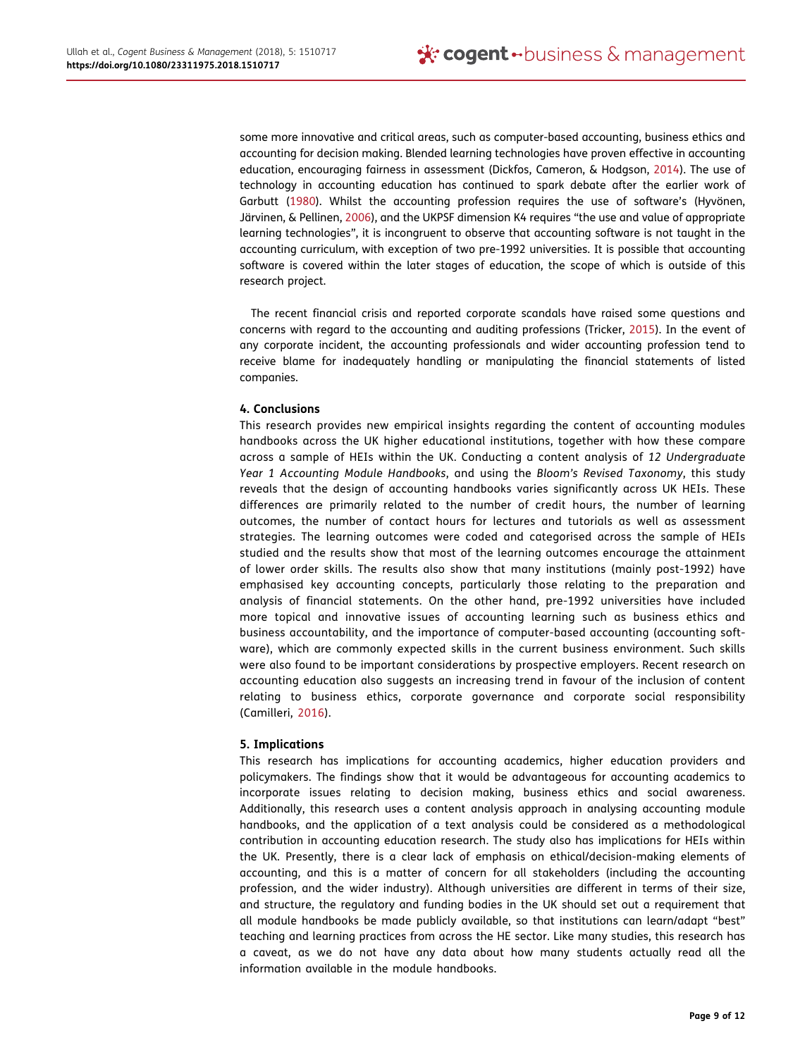some more innovative and critical areas, such as computer-based accounting, business ethics and accounting for decision making. Blended learning technologies have proven effective in accounting education, encouraging fairness in assessment (Dickfos, Cameron, & Hodgson, 2014). The use of technology in accounting education has continued to spark debate after the earlier work of Garbutt (1980). Whilst the accounting profession requires the use of software's (Hyvönen, Järvinen, & Pellinen, 2006), and the UKPSF dimension K4 requires "the use and value of appropriate learning technologies", it is incongruent to observe that accounting software is not taught in the accounting curriculum, with exception of two pre-1992 universities. It is possible that accounting software is covered within the later stages of education, the scope of which is outside of this research project.

The recent financial crisis and reported corporate scandals have raised some questions and concerns with regard to the accounting and auditing professions (Tricker, 2015). In the event of any corporate incident, the accounting professionals and wider accounting profession tend to receive blame for inadequately handling or manipulating the financial statements of listed companies.

## 4. Conclusions

This research provides new empirical insights regarding the content of accounting modules handbooks across the UK higher educational institutions, together with how these compare across a sample of HEIs within the UK. Conducting a content analysis of *12 Undergraduate Year 1 Accounting Module Handbooks*, and using the *Bloom's Revised Taxonomy*, this study reveals that the design of accounting handbooks varies significantly across UK HEIs. These differences are primarily related to the number of credit hours, the number of learning outcomes, the number of contact hours for lectures and tutorials as well as assessment strategies. The learning outcomes were coded and categorised across the sample of HEIs studied and the results show that most of the learning outcomes encourage the attainment of lower order skills. The results also show that many institutions (mainly post-1992) have emphasised key accounting concepts, particularly those relating to the preparation and analysis of financial statements. On the other hand, pre-1992 universities have included more topical and innovative issues of accounting learning such as business ethics and business accountability, and the importance of computer-based accounting (accounting software), which are commonly expected skills in the current business environment. Such skills were also found to be important considerations by prospective employers. Recent research on accounting education also suggests an increasing trend in favour of the inclusion of content relating to business ethics, corporate governance and corporate social responsibility (Camilleri, 2016).

## 5. Implications

This research has implications for accounting academics, higher education providers and policymakers. The findings show that it would be advantageous for accounting academics to incorporate issues relating to decision making, business ethics and social awareness. Additionally, this research uses a content analysis approach in analysing accounting module handbooks, and the application of a text analysis could be considered as a methodological contribution in accounting education research. The study also has implications for HEIs within the UK. Presently, there is a clear lack of emphasis on ethical/decision-making elements of accounting, and this is a matter of concern for all stakeholders (including the accounting profession, and the wider industry). Although universities are different in terms of their size, and structure, the regulatory and funding bodies in the UK should set out a requirement that all module handbooks be made publicly available, so that institutions can learn/adapt "best" teaching and learning practices from across the HE sector. Like many studies, this research has a caveat, as we do not have any data about how many students actually read all the information available in the module handbooks.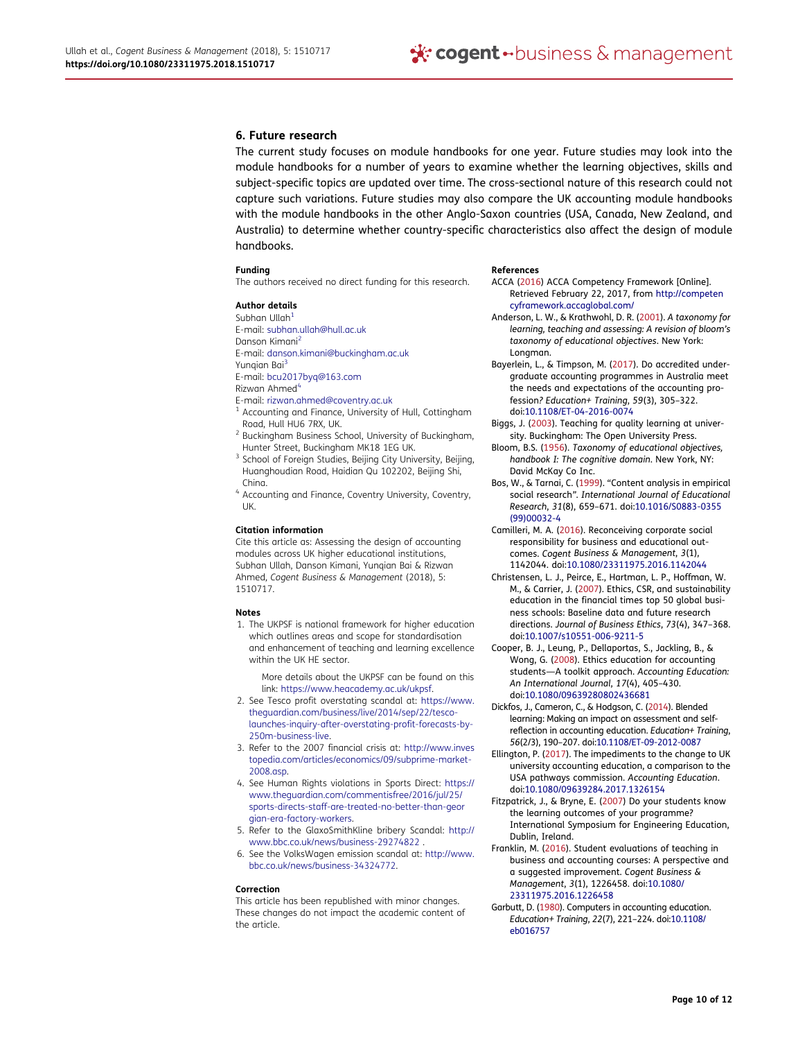## 6. Future research

The current study focuses on module handbooks for one year. Future studies may look into the module handbooks for a number of years to examine whether the learning objectives, skills and subject-specific topics are updated over time. The cross-sectional nature of this research could not capture such variations. Future studies may also compare the UK accounting module handbooks with the module handbooks in the other Anglo-Saxon countries (USA, Canada, New Zealand, and Australia) to determine whether country-specific characteristics also affect the design of module handbooks.

**Funding**

The authors received no direct funding for this research.

**Author details**

Subhan Ullah[1]
E-mail: subhan.ullah@hull.ac.uk
Danson Kimani[2]
E-mail: danson.kimani@buckingham.ac.uk
Yunqian Bai[3]
E-mail: bcu2017byq@163.com
Rizwan Ahmed[4]
E-mail: rizwan.ahmed@coventry.ac.uk

[1] Accounting and Finance, University of Hull, Cottingham Road, Hull HU6 7RX, UK.
[2] Buckingham Business School, University of Buckingham, Hunter Street, Buckingham MK18 1EG UK.
[3] School of Foreign Studies, Beijing City University, Beijing, Huanghoudian Road, Haidian Qu 102202, Beijing Shi, China.
[4] Accounting and Finance, Coventry University, Coventry, UK.

**Citation information**

Cite this article as: Assessing the design of accounting modules across UK higher educational institutions, Subhan Ullah, Danson Kimani, Yunqian Bai & Rizwan Ahmed, *Cogent Business & Management* (2018), 5: 1510717.

**Notes**

1. The UKPSF is national framework for higher education which outlines areas and scope for standardisation and enhancement of teaching and learning excellence within the UK HE sector.

   More details about the UKPSF can be found on this link: https://www.heacademy.ac.uk/ukpsf.
2. See Tesco profit overstating scandal at: https://www.theguardian.com/business/live/2014/sep/22/tesco-launches-inquiry-after-overstating-profit-forecasts-by-250m-business-live.
3. Refer to the 2007 financial crisis at: http://www.investopedia.com/articles/economics/09/subprime-market-2008.asp.
4. See Human Rights violations in Sports Direct: https://www.theguardian.com/commentisfree/2016/jul/25/sports-directs-staff-are-treated-no-better-than-georgian-era-factory-workers.
5. Refer to the GlaxoSmithKline bribery Scandal: http://www.bbc.co.uk/news/business-29274822 .
6. See the VolksWagen emission scandal at: http://www.bbc.co.uk/news/business-34324772.

**Correction**

This article has been republished with minor changes. These changes do not impact the academic content of the article.

**References**

ACCA (2016) ACCA Competency Framework [Online]. Retrieved February 22, 2017, from http://competencyframework.accaglobal.com/

Anderson, L. W., & Krathwohl, D. R. (2001). *A taxonomy for learning, teaching and assessing: A revision of bloom's taxonomy of educational objectives*. New York: Longman.

Bayerlein, L., & Timpson, M. (2017). Do accredited undergraduate accounting programmes in Australia meet the needs and expectations of the accounting profession? *Education+ Training*, *59*(3), 305–322. doi:10.1108/ET-04-2016-0074

Biggs, J. (2003). Teaching for quality learning at university. Buckingham: The Open University Press.

Bloom, B.S. (1956). *Taxonomy of educational objectives, handbook I: The cognitive domain*. New York, NY: David McKay Co Inc.

Bos, W., & Tarnai, C. (1999). "Content analysis in empirical social research". *International Journal of Educational Research*, *31*(8), 659–671. doi:10.1016/S0883-0355(99)00032-4

Camilleri, M. A. (2016). Reconceiving corporate social responsibility for business and educational outcomes. *Cogent Business & Management*, *3*(1), 1142044. doi:10.1080/23311975.2016.1142044

Christensen, L. J., Peirce, E., Hartman, L. P., Hoffman, W. M., & Carrier, J. (2007). Ethics, CSR, and sustainability education in the financial times top 50 global business schools: Baseline data and future research directions. *Journal of Business Ethics*, *73*(4), 347–368. doi:10.1007/s10551-006-9211-5

Cooper, B. J., Leung, P., Dellaportas, S., Jackling, B., & Wong, G. (2008). Ethics education for accounting students—A toolkit approach. *Accounting Education: An International Journal*, *17*(4), 405–430. doi:10.1080/09639280802436681

Dickfos, J., Cameron, C., & Hodgson, C. (2014). Blended learning: Making an impact on assessment and self-reflection in accounting education. *Education+ Training*, *56*(2/3), 190–207. doi:10.1108/ET-09-2012-0087

Ellington, P. (2017). The impediments to the change to UK university accounting education, a comparison to the USA pathways commission. *Accounting Education*. doi:10.1080/09639284.2017.1326154

Fitzpatrick, J., & Bryne, E. (2007) Do your students know the learning outcomes of your programme? International Symposium for Engineering Education, Dublin, Ireland.

Franklin, M. (2016). Student evaluations of teaching in business and accounting courses: A perspective and a suggested improvement. *Cogent Business & Management*, *3*(1), 1226458. doi:10.1080/23311975.2016.1226458

Garbutt, D. (1980). Computers in accounting education. *Education+ Training*, *22*(7), 221–224. doi:10.1108/eb016757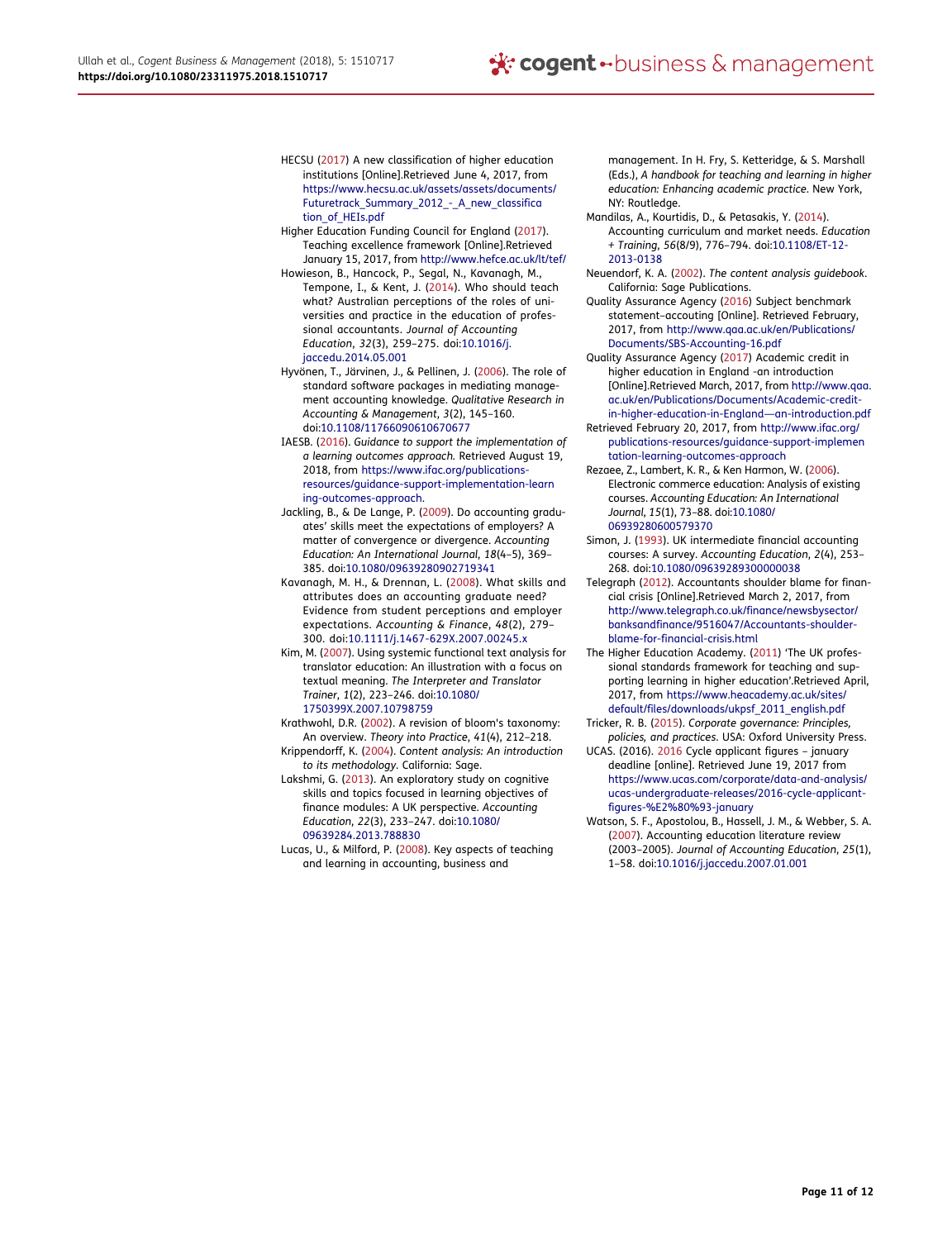HECSU (2017) A new classification of higher education institutions [Online].Retrieved June 4, 2017, from https://www.hecsu.ac.uk/assets/assets/documents/Futuretrack_Summary_2012_-_A_new_classification_of_HEIs.pdf

Higher Education Funding Council for England (2017). Teaching excellence framework [Online].Retrieved January 15, 2017, from http://www.hefce.ac.uk/lt/tef/

Howieson, B., Hancock, P., Segal, N., Kavanagh, M., Tempone, I., & Kent, J. (2014). Who should teach what? Australian perceptions of the roles of universities and practice in the education of professional accountants. *Journal of Accounting Education*, *32*(3), 259–275. doi:10.1016/j.jaccedu.2014.05.001

Hyvönen, T., Järvinen, J., & Pellinen, J. (2006). The role of standard software packages in mediating management accounting knowledge. *Qualitative Research in Accounting & Management*, *3*(2), 145–160. doi:10.1108/11766090610670677

IAESB. (2016). *Guidance to support the implementation of a learning outcomes approach.* Retrieved August 19, 2018, from https://www.ifac.org/publications-resources/guidance-support-implementation-learning-outcomes-approach.

Jackling, B., & De Lange, P. (2009). Do accounting graduates' skills meet the expectations of employers? A matter of convergence or divergence. *Accounting Education: An International Journal*, *18*(4–5), 369–385. doi:10.1080/09639280902719341

Kavanagh, M. H., & Drennan, L. (2008). What skills and attributes does an accounting graduate need? Evidence from student perceptions and employer expectations. *Accounting & Finance*, *48*(2), 279–300. doi:10.1111/j.1467-629X.2007.00245.x

Kim, M. (2007). Using systemic functional text analysis for translator education: An illustration with a focus on textual meaning. *The Interpreter and Translator Trainer*, *1*(2), 223–246. doi:10.1080/1750399X.2007.10798759

Krathwohl, D.R. (2002). A revision of bloom's taxonomy: An overview. *Theory into Practice*, *41*(4), 212–218.

Krippendorff, K. (2004). *Content analysis: An introduction to its methodology*. California: Sage.

Lakshmi, G. (2013). An exploratory study on cognitive skills and topics focused in learning objectives of finance modules: A UK perspective. *Accounting Education*, *22*(3), 233–247. doi:10.1080/09639284.2013.788830

Lucas, U., & Milford, P. (2008). Key aspects of teaching and learning in accounting, business and management. In H. Fry, S. Ketteridge, & S. Marshall (Eds.), *A handbook for teaching and learning in higher education: Enhancing academic practice*. New York, NY: Routledge.

Mandilas, A., Kourtidis, D., & Petasakis, Y. (2014). Accounting curriculum and market needs. *Education + Training*, *56*(8/9), 776–794. doi:10.1108/ET-12-2013-0138

Neuendorf, K. A. (2002). *The content analysis guidebook*. California: Sage Publications.

Quality Assurance Agency (2016) Subject benchmark statement–accouting [Online]. Retrieved February, 2017, from http://www.qaa.ac.uk/en/Publications/Documents/SBS-Accounting-16.pdf

Quality Assurance Agency (2017) Academic credit in higher education in England -an introduction [Online].Retrieved March, 2017, from http://www.qaa.ac.uk/en/Publications/Documents/Academic-credit-in-higher-education-in-England—an-introduction.pdf

Retrieved February 20, 2017, from http://www.ifac.org/publications-resources/guidance-support-implementation-learning-outcomes-approach

Rezaee, Z., Lambert, K. R., & Ken Harmon, W. (2006). Electronic commerce education: Analysis of existing courses. *Accounting Education: An International Journal*, *15*(1), 73–88. doi:10.1080/06939280600579370

Simon, J. (1993). UK intermediate financial accounting courses: A survey. *Accounting Education*, *2*(4), 253–268. doi:10.1080/09639289300000038

Telegraph (2012). Accountants shoulder blame for financial crisis [Online].Retrieved March 2, 2017, from http://www.telegraph.co.uk/finance/newsbysector/banksandfinance/9516047/Accountants-shoulder-blame-for-financial-crisis.html

The Higher Education Academy. (2011) 'The UK professional standards framework for teaching and supporting learning in higher education'.Retrieved April, 2017, from https://www.heacademy.ac.uk/sites/default/files/downloads/ukpsf_2011_english.pdf

Tricker, R. B. (2015). *Corporate governance: Principles, policies, and practices*. USA: Oxford University Press.

UCAS. (2016). 2016 Cycle applicant figures – january deadline [online]. Retrieved June 19, 2017 from https://www.ucas.com/corporate/data-and-analysis/ucas-undergraduate-releases/2016-cycle-applicant-figures-%E2%80%93-january

Watson, S. F., Apostolou, B., Hassell, J. M., & Webber, S. A. (2007). Accounting education literature review (2003–2005). *Journal of Accounting Education*, *25*(1), 1–58. doi:10.1016/j.jaccedu.2007.01.001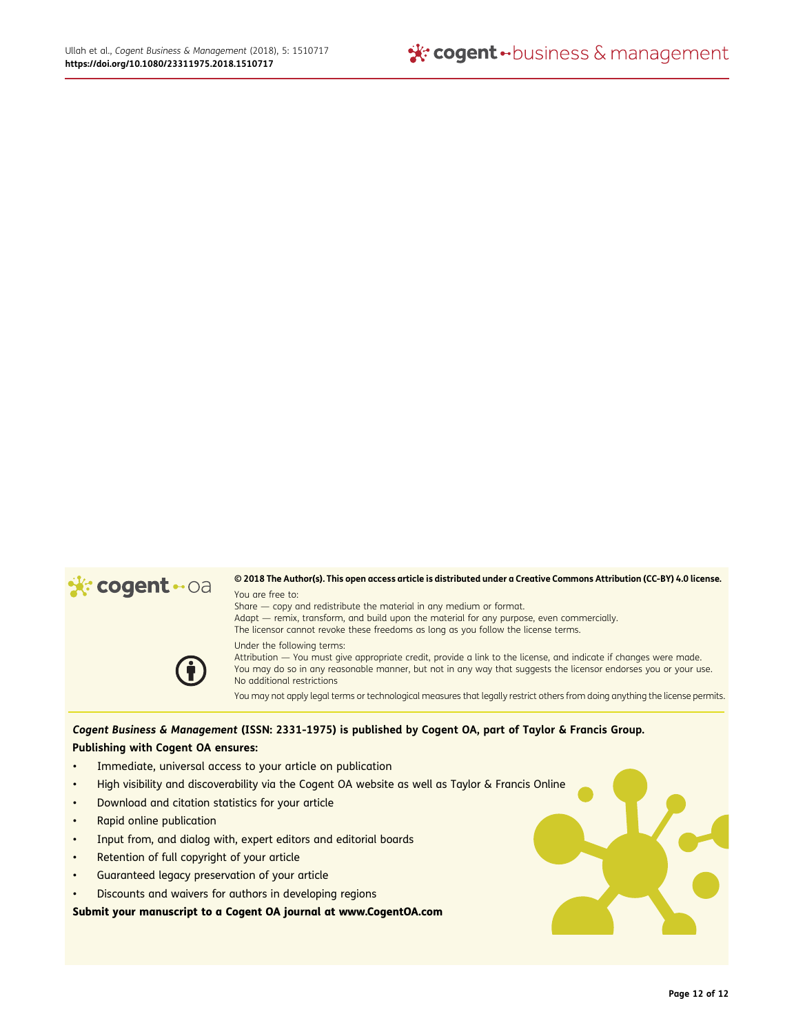cogent • oa

**© 2018 The Author(s). This open access article is distributed under a Creative Commons Attribution (CC-BY) 4.0 license.**

You are free to:

Share — copy and redistribute the material in any medium or format.

Adapt — remix, transform, and build upon the material for any purpose, even commercially.

The licensor cannot revoke these freedoms as long as you follow the license terms.

Under the following terms:

Attribution — You must give appropriate credit, provide a link to the license, and indicate if changes were made. You may do so in any reasonable manner, but not in any way that suggests the licensor endorses you or your use.

No additional restrictions

You may not apply legal terms or technological measures that legally restrict others from doing anything the license permits.

***Cogent Business & Management* (ISSN: 2331-1975) is published by Cogent OA, part of Taylor & Francis Group.**

**Publishing with Cogent OA ensures:**

- Immediate, universal access to your article on publication
- High visibility and discoverability via the Cogent OA website as well as Taylor & Francis Online
- Download and citation statistics for your article
- Rapid online publication
- Input from, and dialog with, expert editors and editorial boards
- Retention of full copyright of your article
- Guaranteed legacy preservation of your article
- Discounts and waivers for authors in developing regions

**Submit your manuscript to a Cogent OA journal at www.CogentOA.com**